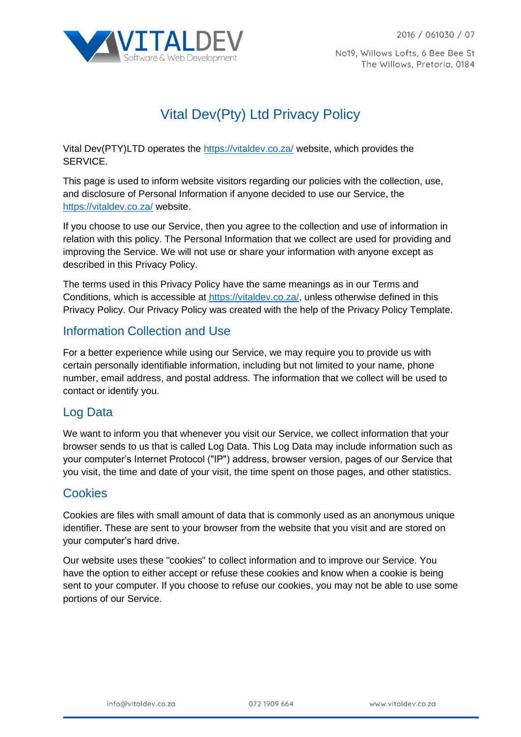# Vital Dev(Pty) Ltd Privacy Policy

Vital Dev(PTY)LTD operates the https://vitaldev.co.za/ website, which provides the SERVICE.

This page is used to inform website visitors regarding our policies with the collection, use, and disclosure of Personal Information if anyone decided to use our Service, the https://vitaldev.co.za/ website.

If you choose to use our Service, then you agree to the collection and use of information in relation with this policy. The Personal Information that we collect are used for providing and improving the Service. We will not use or share your information with anyone except as described in this Privacy Policy.

The terms used in this Privacy Policy have the same meanings as in our Terms and Conditions, which is accessible at https://vitaldev.co.za/, unless otherwise defined in this Privacy Policy. Our Privacy Policy was created with the help of the Privacy Policy Template.

## Information Collection and Use

For a better experience while using our Service, we may require you to provide us with certain personally identifiable information, including but not limited to your name, phone number, email address, and postal address. The information that we collect will be used to contact or identify you.

## Log Data

We want to inform you that whenever you visit our Service, we collect information that your browser sends to us that is called Log Data. This Log Data may include information such as your computer's Internet Protocol ("IP") address, browser version, pages of our Service that you visit, the time and date of your visit, the time spent on those pages, and other statistics.

## Cookies

Cookies are files with small amount of data that is commonly used as an anonymous unique identifier. These are sent to your browser from the website that you visit and are stored on your computer's hard drive.

Our website uses these "cookies" to collect information and to improve our Service. You have the option to either accept or refuse these cookies and know when a cookie is being sent to your computer. If you choose to refuse our cookies, you may not be able to use some portions of our Service.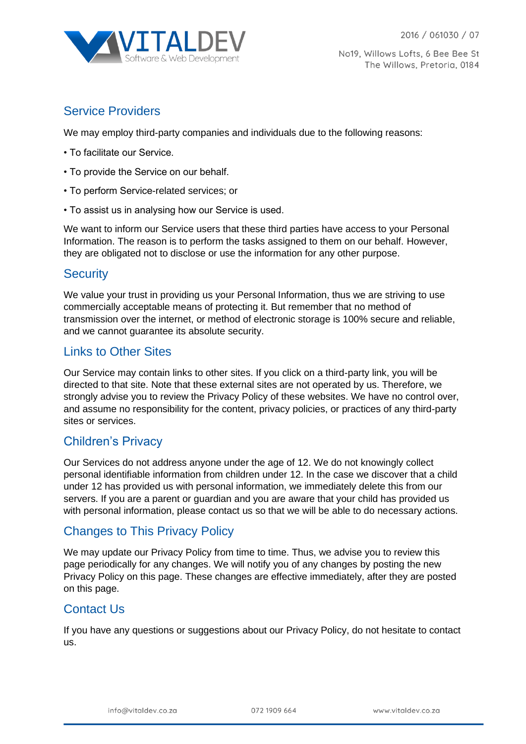## Service Providers

We may employ third-party companies and individuals due to the following reasons:

• To facilitate our Service.

• To provide the Service on our behalf.

• To perform Service-related services; or

• To assist us in analysing how our Service is used.

We want to inform our Service users that these third parties have access to your Personal Information. The reason is to perform the tasks assigned to them on our behalf. However, they are obligated not to disclose or use the information for any other purpose.

## Security

We value your trust in providing us your Personal Information, thus we are striving to use commercially acceptable means of protecting it. But remember that no method of transmission over the internet, or method of electronic storage is 100% secure and reliable, and we cannot guarantee its absolute security.

## Links to Other Sites

Our Service may contain links to other sites. If you click on a third-party link, you will be directed to that site. Note that these external sites are not operated by us. Therefore, we strongly advise you to review the Privacy Policy of these websites. We have no control over, and assume no responsibility for the content, privacy policies, or practices of any third-party sites or services.

## Children’s Privacy

Our Services do not address anyone under the age of 12. We do not knowingly collect personal identifiable information from children under 12. In the case we discover that a child under 12 has provided us with personal information, we immediately delete this from our servers. If you are a parent or guardian and you are aware that your child has provided us with personal information, please contact us so that we will be able to do necessary actions.

## Changes to This Privacy Policy

We may update our Privacy Policy from time to time. Thus, we advise you to review this page periodically for any changes. We will notify you of any changes by posting the new Privacy Policy on this page. These changes are effective immediately, after they are posted on this page.

## Contact Us

If you have any questions or suggestions about our Privacy Policy, do not hesitate to contact us.